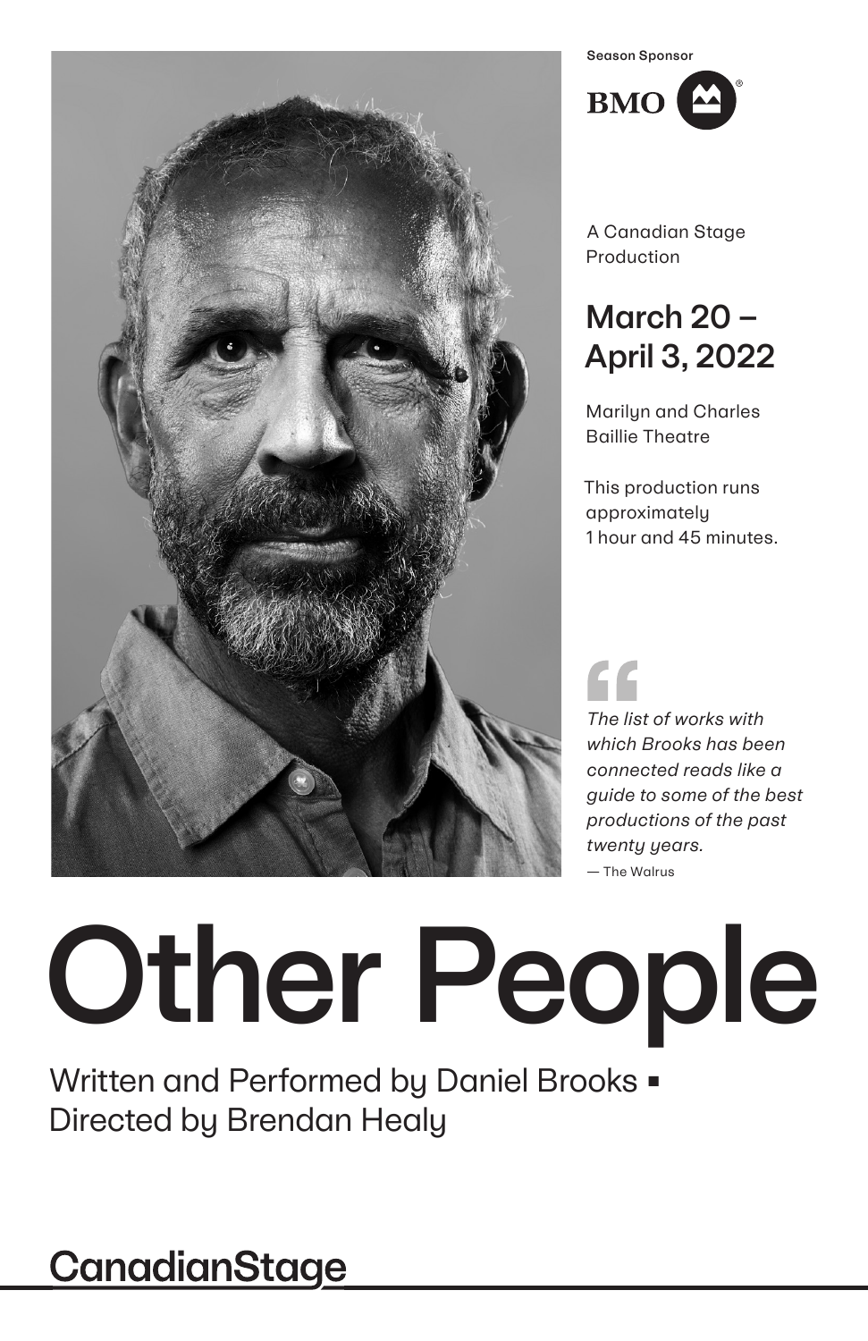Season Sponsor

BMO

A Canadian Stage Production

## March 20 – April 3, 2022

Marilyn and Charles Baillie Theatre

This production runs approximately 1 hour and 45 minutes.

> *The list of works with which Brooks has been connected reads like a guide to some of the best productions of the past twenty years.*
>
> — The Walrus

# Other People

Written and Performed by Daniel Brooks ▪ Directed by Brendan Healy

CanadianStage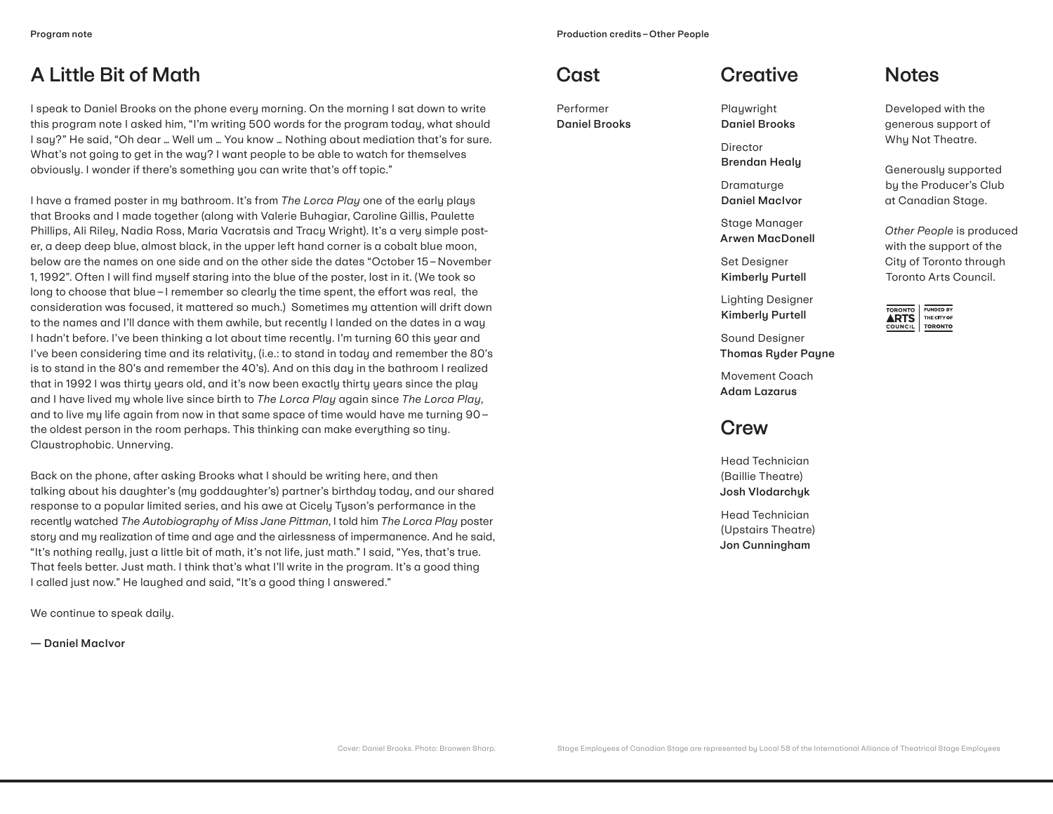Program note

# A Little Bit of Math

I speak to Daniel Brooks on the phone every morning. On the morning I sat down to write this program note I asked him, "I'm writing 500 words for the program today, what should I say?" He said, "Oh dear … Well um … You know … Nothing about mediation that's for sure. What's not going to get in the way? I want people to be able to watch for themselves obviously. I wonder if there's something you can write that's off topic."

I have a framed poster in my bathroom. It's from *The Lorca Play* one of the early plays that Brooks and I made together (along with Valerie Buhagiar, Caroline Gillis, Paulette Phillips, Ali Riley, Nadia Ross, Maria Vacratsis and Tracy Wright). It's a very simple poster, a deep deep blue, almost black, in the upper left hand corner is a cobalt blue moon, below are the names on one side and on the other side the dates "October 15 – November 1, 1992". Often I will find myself staring into the blue of the poster, lost in it. (We took so long to choose that blue – I remember so clearly the time spent, the effort was real, the consideration was focused, it mattered so much.) Sometimes my attention will drift down to the names and I'll dance with them awhile, but recently I landed on the dates in a way I hadn't before. I've been thinking a lot about time recently. I'm turning 60 this year and I've been considering time and its relativity, (i.e.: to stand in today and remember the 80's is to stand in the 80's and remember the 40's). And on this day in the bathroom I realized that in 1992 I was thirty years old, and it's now been exactly thirty years since the play and I have lived my whole live since birth to *The Lorca Play* again since *The Lorca Play*, and to live my life again from now in that same space of time would have me turning 90 – the oldest person in the room perhaps. This thinking can make everything so tiny. Claustrophobic. Unnerving.

Back on the phone, after asking Brooks what I should be writing here, and then talking about his daughter's (my goddaughter's) partner's birthday today, and our shared response to a popular limited series, and his awe at Cicely Tyson's performance in the recently watched *The Autobiography of Miss Jane Pittman*, I told him *The Lorca Play* poster story and my realization of time and age and the airlessness of impermanence. And he said, "It's nothing really, just a little bit of math, it's not life, just math." I said, "Yes, that's true. That feels better. Just math. I think that's what I'll write in the program. It's a good thing I called just now." He laughed and said, "It's a good thing I answered."

We continue to speak daily.

**— Daniel MacIvor**

Cover: Daniel Brooks. Photo: Bronwen Sharp.

Production credits – Other People

## Cast

Performer
**Daniel Brooks**

## Creative

Playwright
**Daniel Brooks**

Director
**Brendan Healy**

Dramaturge
**Daniel MacIvor**

Stage Manager
**Arwen MacDonell**

Set Designer
**Kimberly Purtell**

Lighting Designer
**Kimberly Purtell**

Sound Designer
**Thomas Ryder Payne**

Movement Coach
**Adam Lazarus**

## Crew

Head Technician (Baillie Theatre)
**Josh Vlodarchyk**

Head Technician (Upstairs Theatre)
**Jon Cunningham**

## Notes

Developed with the generous support of Why Not Theatre.

Generously supported by the Producer's Club at Canadian Stage.

*Other People* is produced with the support of the City of Toronto through Toronto Arts Council.

TORONTO ARTS COUNCIL | FUNDED BY THE CITY OF TORONTO

Stage Employees of Canadian Stage are represented by Local 58 of the International Alliance of Theatrical Stage Employees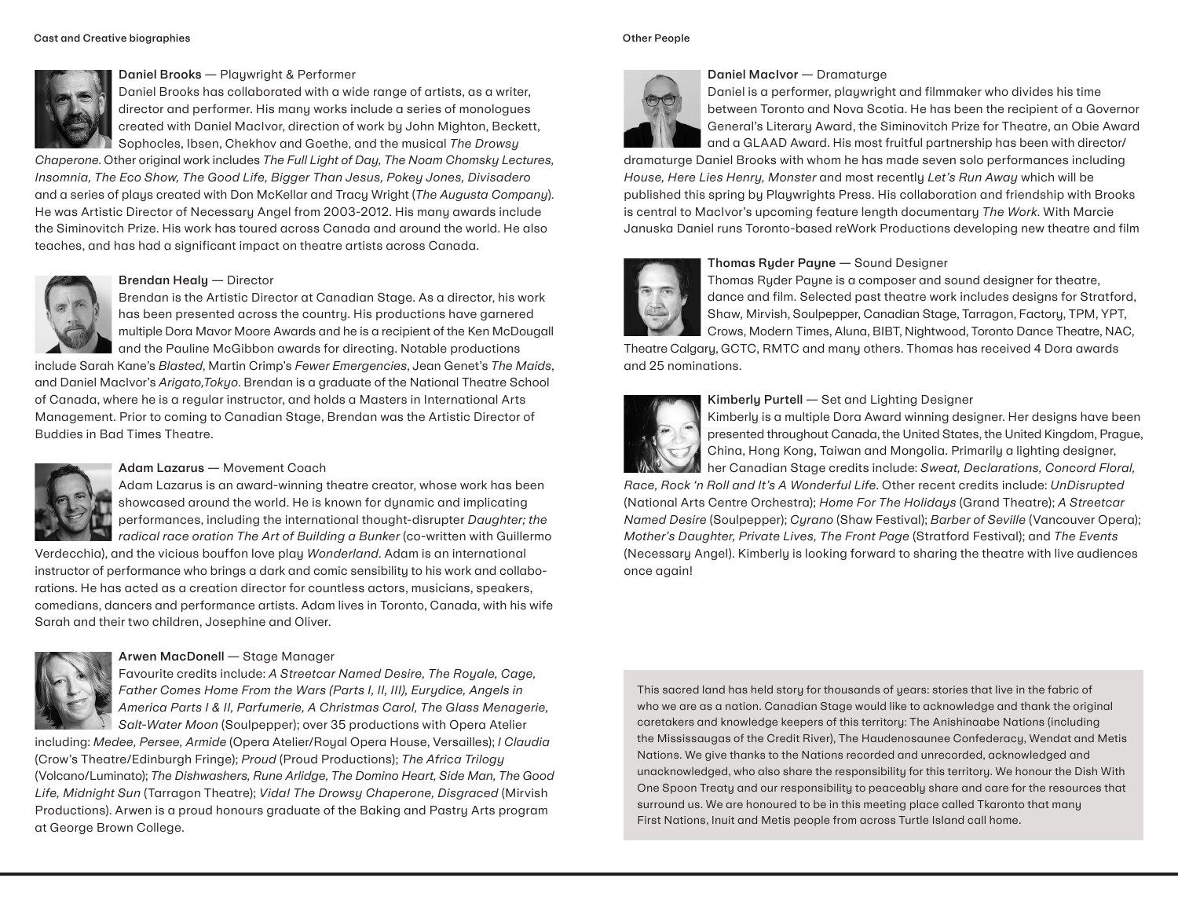## Cast and Creative biographies

**Daniel Brooks** — Playwright & Performer

Daniel Brooks has collaborated with a wide range of artists, as a writer, director and performer. His many works include a series of monologues created with Daniel MacIvor, direction of work by John Mighton, Beckett, Sophocles, Ibsen, Chekhov and Goethe, and the musical *The Drowsy Chaperone*. Other original work includes *The Full Light of Day, The Noam Chomsky Lectures, Insomnia, The Eco Show, The Good Life, Bigger Than Jesus, Pokey Jones, Divisadero* and a series of plays created with Don McKellar and Tracy Wright (*The Augusta Company*). He was Artistic Director of Necessary Angel from 2003-2012. His many awards include the Siminovitch Prize. His work has toured across Canada and around the world. He also teaches, and has had a significant impact on theatre artists across Canada.

**Brendan Healy** — Director

Brendan is the Artistic Director at Canadian Stage. As a director, his work has been presented across the country. His productions have garnered multiple Dora Mavor Moore Awards and he is a recipient of the Ken McDougall and the Pauline McGibbon awards for directing. Notable productions include Sarah Kane's *Blasted*, Martin Crimp's *Fewer Emergencies*, Jean Genet's *The Maids*, and Daniel MacIvor's *Arigato,Tokyo*. Brendan is a graduate of the National Theatre School of Canada, where he is a regular instructor, and holds a Masters in International Arts Management. Prior to coming to Canadian Stage, Brendan was the Artistic Director of Buddies in Bad Times Theatre.

**Adam Lazarus** — Movement Coach

Adam Lazarus is an award-winning theatre creator, whose work has been showcased around the world. He is known for dynamic and implicating performances, including the international thought-disrupter *Daughter; the radical race oration The Art of Building a Bunker* (co-written with Guillermo Verdecchia), and the vicious bouffon love play *Wonderland*. Adam is an international instructor of performance who brings a dark and comic sensibility to his work and collaborations. He has acted as a creation director for countless actors, musicians, speakers, comedians, dancers and performance artists. Adam lives in Toronto, Canada, with his wife Sarah and their two children, Josephine and Oliver.

**Arwen MacDonell** — Stage Manager

Favourite credits include: *A Streetcar Named Desire, The Royale, Cage, Father Comes Home From the Wars (Parts I, II, III), Eurydice, Angels in America Parts I & II, Parfumerie, A Christmas Carol, The Glass Menagerie, Salt-Water Moon* (Soulpepper); over 35 productions with Opera Atelier including: *Medee, Persee, Armide* (Opera Atelier/Royal Opera House, Versailles); *I Claudia* (Crow's Theatre/Edinburgh Fringe); *Proud* (Proud Productions); *The Africa Trilogy* (Volcano/Luminato); *The Dishwashers, Rune Arlidge, The Domino Heart, Side Man, The Good Life, Midnight Sun* (Tarragon Theatre); *Vida! The Drowsy Chaperone, Disgraced* (Mirvish Productions). Arwen is a proud honours graduate of the Baking and Pastry Arts program at George Brown College.

## Other People

**Daniel MacIvor** — Dramaturge

Daniel is a performer, playwright and filmmaker who divides his time between Toronto and Nova Scotia. He has been the recipient of a Governor General's Literary Award, the Siminovitch Prize for Theatre, an Obie Award and a GLAAD Award. His most fruitful partnership has been with director/dramaturge Daniel Brooks with whom he has made seven solo performances including *House, Here Lies Henry, Monster* and most recently *Let's Run Away* which will be published this spring by Playwrights Press. His collaboration and friendship with Brooks is central to MacIvor's upcoming feature length documentary *The Work*. With Marcie Januska Daniel runs Toronto-based reWork Productions developing new theatre and film

**Thomas Ryder Payne** — Sound Designer

Thomas Ryder Payne is a composer and sound designer for theatre, dance and film. Selected past theatre work includes designs for Stratford, Shaw, Mirvish, Soulpepper, Canadian Stage, Tarragon, Factory, TPM, YPT, Crows, Modern Times, Aluna, BIBT, Nightwood, Toronto Dance Theatre, NAC, Theatre Calgary, GCTC, RMTC and many others. Thomas has received 4 Dora awards and 25 nominations.

**Kimberly Purtell** — Set and Lighting Designer

Kimberly is a multiple Dora Award winning designer. Her designs have been presented throughout Canada, the United States, the United Kingdom, Prague, China, Hong Kong, Taiwan and Mongolia. Primarily a lighting designer, her Canadian Stage credits include: *Sweat, Declarations, Concord Floral, Race, Rock 'n Roll and It's A Wonderful Life*. Other recent credits include: *UnDisrupted* (National Arts Centre Orchestra); *Home For The Holidays* (Grand Theatre); *A Streetcar Named Desire* (Soulpepper); *Cyrano* (Shaw Festival); *Barber of Seville* (Vancouver Opera); *Mother's Daughter, Private Lives, The Front Page* (Stratford Festival); and *The Events* (Necessary Angel). Kimberly is looking forward to sharing the theatre with live audiences once again!

This sacred land has held story for thousands of years: stories that live in the fabric of who we are as a nation. Canadian Stage would like to acknowledge and thank the original caretakers and knowledge keepers of this territory: The Anishinaabe Nations (including the Mississaugas of the Credit River), The Haudenosaunee Confederacy, Wendat and Metis Nations. We give thanks to the Nations recorded and unrecorded, acknowledged and unacknowledged, who also share the responsibility for this territory. We honour the Dish With One Spoon Treaty and our responsibility to peaceably share and care for the resources that surround us. We are honoured to be in this meeting place called Tkaronto that many First Nations, Inuit and Metis people from across Turtle Island call home.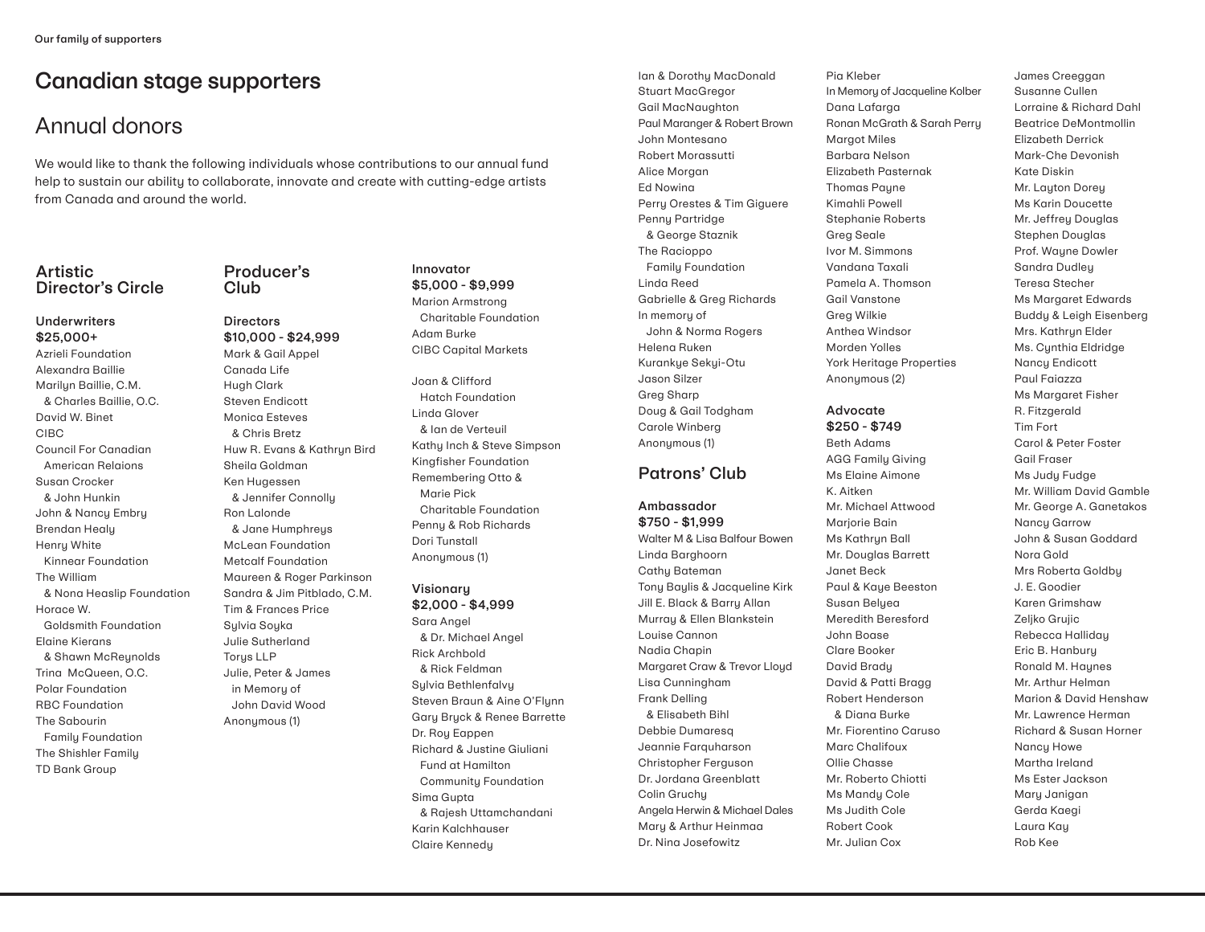# Canadian stage supporters

## Annual donors

We would like to thank the following individuals whose contributions to our annual fund help to sustain our ability to collaborate, innovate and create with cutting-edge artists from Canada and around the world.

### Artistic Director's Circle

**Underwriters**
**$25,000+**

Azrieli Foundation
Alexandra Baillie
Marilyn Baillie, C.M. & Charles Baillie, O.C.
David W. Binet
CIBC
Council For Canadian American Relaions
Susan Crocker & John Hunkin
John & Nancy Embry
Brendan Healy
Henry White Kinnear Foundation
The William & Nona Heaslip Foundation
Horace W. Goldsmith Foundation
Elaine Kierans & Shawn McReynolds
Trina McQueen, O.C.
Polar Foundation
RBC Foundation
The Sabourin Family Foundation
The Shishler Family
TD Bank Group

### Producer's Club

**Directors**
**$10,000 - $24,999**

Mark & Gail Appel
Canada Life
Hugh Clark
Steven Endicott
Monica Esteves & Chris Bretz
Huw R. Evans & Kathryn Bird
Sheila Goldman
Ken Hugessen & Jennifer Connolly
Ron Lalonde & Jane Humphreys
McLean Foundation
Metcalf Foundation
Maureen & Roger Parkinson
Sandra & Jim Pitblado, C.M.
Tim & Frances Price
Sylvia Soyka
Julie Sutherland
Torys LLP
Julie, Peter & James in Memory of John David Wood
Anonymous (1)

**Innovator**
**$5,000 - $9,999**

Marion Armstrong Charitable Foundation
Adam Burke
CIBC Capital Markets

Joan & Clifford Hatch Foundation
Linda Glover & Ian de Verteuil
Kathy Inch & Steve Simpson
Kingfisher Foundation
Remembering Otto & Marie Pick Charitable Foundation
Penny & Rob Richards
Dori Tunstall
Anonymous (1)

**Visionary**
**$2,000 - $4,999**

Sara Angel & Dr. Michael Angel
Rick Archbold & Rick Feldman
Sylvia Bethlenfalvy
Steven Braun & Aine O'Flynn
Gary Bryck & Renee Barrette
Dr. Roy Eappen
Richard & Justine Giuliani Fund at Hamilton Community Foundation
Sima Gupta & Rajesh Uttamchandani
Karin Kalchhauser
Claire Kennedy
Ian & Dorothy MacDonald
Stuart MacGregor
Gail MacNaughton
Paul Maranger & Robert Brown
John Montesano
Robert Morassutti
Alice Morgan
Ed Nowina
Perry Orestes & Tim Giguere
Penny Partridge & George Staznik
The Racioppo Family Foundation
Linda Reed
Gabrielle & Greg Richards
In memory of John & Norma Rogers
Helena Ruken
Kurankye Sekyi-Otu
Jason Silzer
Greg Sharp
Doug & Gail Todgham
Carole Winberg
Anonymous (1)

### Patrons' Club

**Ambassador**
**$750 - $1,999**

Walter M & Lisa Balfour Bowen
Linda Barghoorn
Cathy Bateman
Tony Baylis & Jacqueline Kirk
Jill E. Black & Barry Allan
Murray & Ellen Blankstein
Louise Cannon
Nadia Chapin
Margaret Craw & Trevor Lloyd
Lisa Cunningham
Frank Delling & Elisabeth Bihl
Debbie Dumaresq
Jeannie Farquharson
Christopher Ferguson
Dr. Jordana Greenblatt
Colin Gruchy
Angela Herwin & Michael Dales
Mary & Arthur Heinmaa
Dr. Nina Josefowitz
Pia Kleber
In Memory of Jacqueline Kolber
Dana Lafarga
Ronan McGrath & Sarah Perry
Margot Miles
Barbara Nelson
Elizabeth Pasternak
Thomas Payne
Kimahli Powell
Stephanie Roberts
Greg Seale
Ivor M. Simmons
Vandana Taxali
Pamela A. Thomson
Gail Vanstone
Greg Wilkie
Anthea Windsor
Morden Yolles
York Heritage Properties
Anonymous (2)

**Advocate**
**$250 - $749**

Beth Adams
AGG Family Giving
Ms Elaine Aimone
K. Aitken
Mr. Michael Attwood
Marjorie Bain
Ms Kathryn Ball
Mr. Douglas Barrett
Janet Beck
Paul & Kaye Beeston
Susan Belyea
Meredith Beresford
John Boase
Clare Booker
David Brady
David & Patti Bragg
Robert Henderson & Diana Burke
Mr. Fiorentino Caruso
Marc Chalifoux
Ollie Chasse
Mr. Roberto Chiotti
Ms Mandy Cole
Ms Judith Cole
Robert Cook
Mr. Julian Cox
James Creeggan
Susanne Cullen
Lorraine & Richard Dahl
Beatrice DeMontmollin
Elizabeth Derrick
Mark-Che Devonish
Kate Diskin
Mr. Layton Dorey
Ms Karin Doucette
Mr. Jeffrey Douglas
Stephen Douglas
Prof. Wayne Dowler
Sandra Dudley
Teresa Stecher
Ms Margaret Edwards
Buddy & Leigh Eisenberg
Mrs. Kathryn Elder
Ms. Cynthia Eldridge
Nancy Endicott
Paul Faiazza
Ms Margaret Fisher
R. Fitzgerald
Tim Fort
Carol & Peter Foster
Gail Fraser
Ms Judy Fudge
Mr. William David Gamble
Mr. George A. Ganetakos
Nancy Garrow
John & Susan Goddard
Nora Gold
Mrs Roberta Goldby
J. E. Goodier
Karen Grimshaw
Zeljko Grujic
Rebecca Halliday
Eric B. Hanbury
Ronald M. Haynes
Mr. Arthur Helman
Marion & David Henshaw
Mr. Lawrence Herman
Richard & Susan Horner
Nancy Howe
Martha Ireland
Ms Ester Jackson
Mary Janigan
Gerda Kaegi
Laura Kay
Rob Kee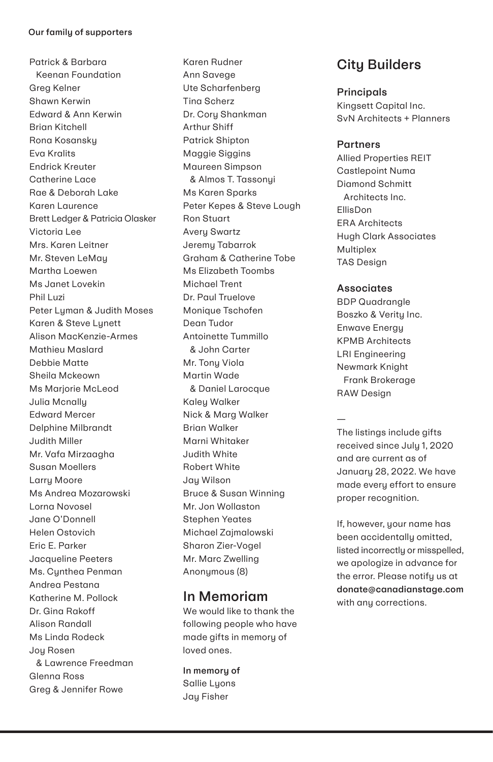Our family of supporters

Patrick & Barbara Keenan Foundation
Greg Kelner
Shawn Kerwin
Edward & Ann Kerwin
Brian Kitchell
Rona Kosansky
Eva Kralits
Endrick Kreuter
Catherine Lace
Rae & Deborah Lake
Karen Laurence
Brett Ledger & Patricia Olasker
Victoria Lee
Mrs. Karen Leitner
Mr. Steven LeMay
Martha Loewen
Ms Janet Lovekin
Phil Luzi
Peter Lyman & Judith Moses
Karen & Steve Lynett
Alison MacKenzie-Armes
Mathieu Maslard
Debbie Matte
Sheila Mckeown
Ms Marjorie McLeod
Julia Mcnally
Edward Mercer
Delphine Milbrandt
Judith Miller
Mr. Vafa Mirzaagha
Susan Moellers
Larry Moore
Ms Andrea Mozarowski
Lorna Novosel
Jane O'Donnell
Helen Ostovich
Eric E. Parker
Jacqueline Peeters
Ms. Cynthea Penman
Andrea Pestana
Katherine M. Pollock
Dr. Gina Rakoff
Alison Randall
Ms Linda Rodeck
Joy Rosen & Lawrence Freedman
Glenna Ross
Greg & Jennifer Rowe
Karen Rudner
Ann Savege
Ute Scharfenberg
Tina Scherz
Dr. Cory Shankman
Arthur Shiff
Patrick Shipton
Maggie Siggins
Maureen Simpson & Almos T. Tassonyi
Ms Karen Sparks
Peter Kepes & Steve Lough
Ron Stuart
Avery Swartz
Jeremy Tabarrok
Graham & Catherine Tobe
Ms Elizabeth Toombs
Michael Trent
Dr. Paul Truelove
Monique Tschofen
Dean Tudor
Antoinette Tummillo & John Carter
Mr. Tony Viola
Martin Wade & Daniel Larocque
Kaley Walker
Nick & Marg Walker
Brian Walker
Marni Whitaker
Judith White
Robert White
Jay Wilson
Bruce & Susan Winning
Mr. Jon Wollaston
Stephen Yeates
Michael Zajmalowski
Sharon Zier-Vogel
Mr. Marc Zwelling
Anonymous (8)

## In Memoriam

We would like to thank the following people who have made gifts in memory of loved ones.

**In memory of**
Sallie Lyons
Jay Fisher

## City Builders

### Principals

Kingsett Capital Inc.
SvN Architects + Planners

### Partners

Allied Properties REIT
Castlepoint Numa
Diamond Schmitt Architects Inc.
EllisDon
ERA Architects
Hugh Clark Associates
Multiplex
TAS Design

### Associates

BDP Quadrangle
Boszko & Verity Inc.
Enwave Energy
KPMB Architects
LRI Engineering
Newmark Knight Frank Brokerage
RAW Design

—

The listings include gifts received since July 1, 2020 and are current as of January 28, 2022. We have made every effort to ensure proper recognition.

If, however, your name has been accidentally omitted, listed incorrectly or misspelled, we apologize in advance for the error. Please notify us at **donate@canadianstage.com** with any corrections.